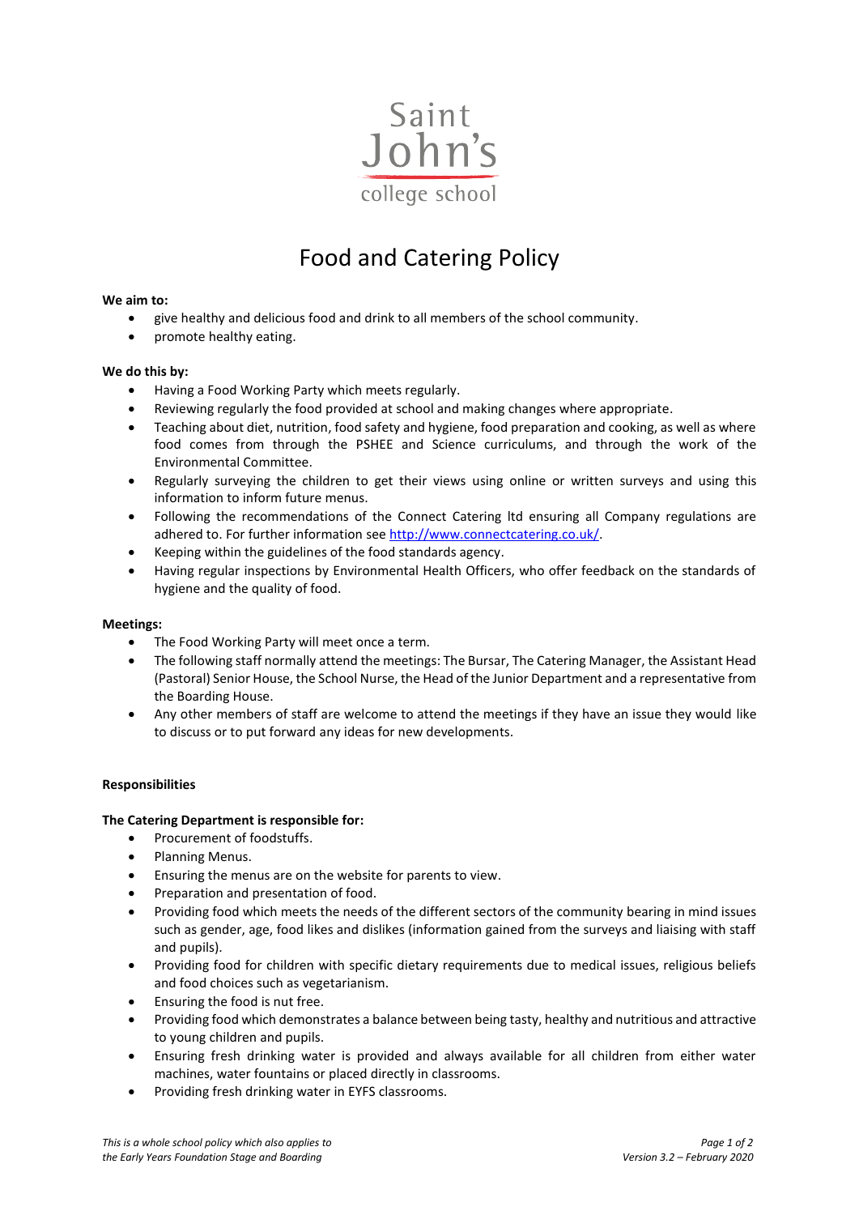Saint John's college school

# Food and Catering Policy

**We aim to:**

- give healthy and delicious food and drink to all members of the school community.
- promote healthy eating.

**We do this by:**

- Having a Food Working Party which meets regularly.
- Reviewing regularly the food provided at school and making changes where appropriate.
- Teaching about diet, nutrition, food safety and hygiene, food preparation and cooking, as well as where food comes from through the PSHEE and Science curriculums, and through the work of the Environmental Committee.
- Regularly surveying the children to get their views using online or written surveys and using this information to inform future menus.
- Following the recommendations of the Connect Catering ltd ensuring all Company regulations are adhered to. For further information see [http://www.connectcatering.co.uk/](http://www.connectcatering.co.uk/).
- Keeping within the guidelines of the food standards agency.
- Having regular inspections by Environmental Health Officers, who offer feedback on the standards of hygiene and the quality of food.

**Meetings:**

- The Food Working Party will meet once a term.
- The following staff normally attend the meetings: The Bursar, The Catering Manager, the Assistant Head (Pastoral) Senior House, the School Nurse, the Head of the Junior Department and a representative from the Boarding House.
- Any other members of staff are welcome to attend the meetings if they have an issue they would like to discuss or to put forward any ideas for new developments.

**Responsibilities**

**The Catering Department is responsible for:**

- Procurement of foodstuffs.
- Planning Menus.
- Ensuring the menus are on the website for parents to view.
- Preparation and presentation of food.
- Providing food which meets the needs of the different sectors of the community bearing in mind issues such as gender, age, food likes and dislikes (information gained from the surveys and liaising with staff and pupils).
- Providing food for children with specific dietary requirements due to medical issues, religious beliefs and food choices such as vegetarianism.
- Ensuring the food is nut free.
- Providing food which demonstrates a balance between being tasty, healthy and nutritious and attractive to young children and pupils.
- Ensuring fresh drinking water is provided and always available for all children from either water machines, water fountains or placed directly in classrooms.
- Providing fresh drinking water in EYFS classrooms.

*This is a whole school policy which also applies to the Early Years Foundation Stage and Boarding*

*Version 3.2 – February 2020*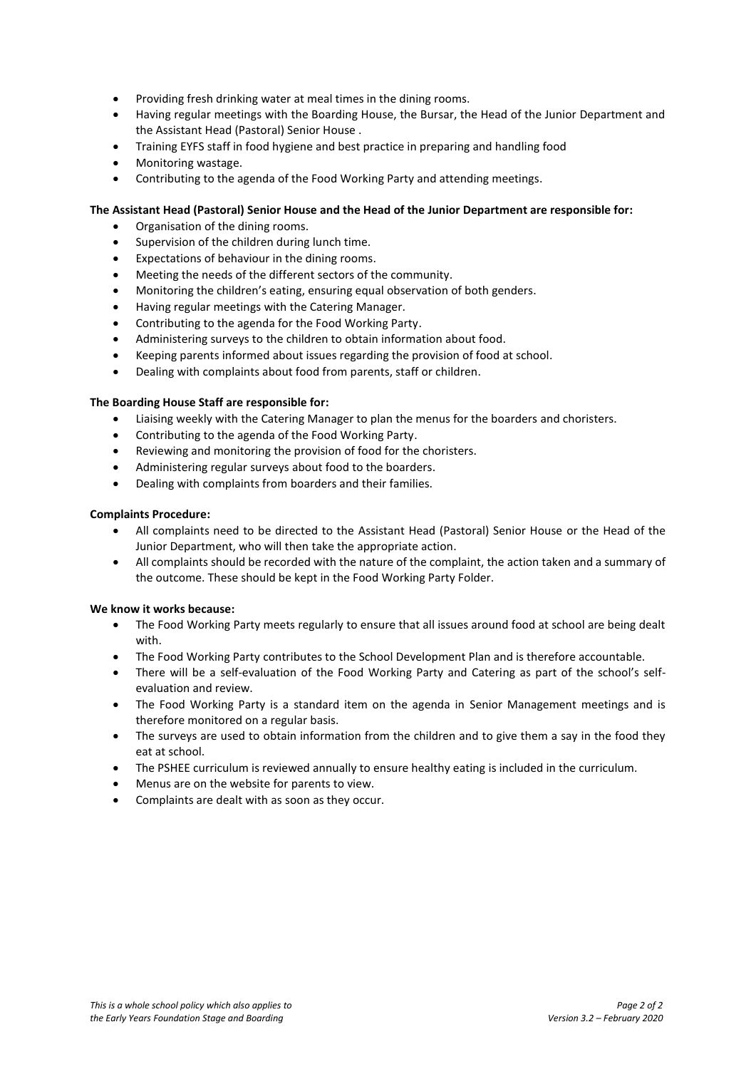- Providing fresh drinking water at meal times in the dining rooms.
- Having regular meetings with the Boarding House, the Bursar, the Head of the Junior Department and the Assistant Head (Pastoral) Senior House .
- Training EYFS staff in food hygiene and best practice in preparing and handling food
- Monitoring wastage.
- Contributing to the agenda of the Food Working Party and attending meetings.

**The Assistant Head (Pastoral) Senior House and the Head of the Junior Department are responsible for:**

- Organisation of the dining rooms.
- Supervision of the children during lunch time.
- Expectations of behaviour in the dining rooms.
- Meeting the needs of the different sectors of the community.
- Monitoring the children's eating, ensuring equal observation of both genders.
- Having regular meetings with the Catering Manager.
- Contributing to the agenda for the Food Working Party.
- Administering surveys to the children to obtain information about food.
- Keeping parents informed about issues regarding the provision of food at school.
- Dealing with complaints about food from parents, staff or children.

**The Boarding House Staff are responsible for:**

- Liaising weekly with the Catering Manager to plan the menus for the boarders and choristers.
- Contributing to the agenda of the Food Working Party.
- Reviewing and monitoring the provision of food for the choristers.
- Administering regular surveys about food to the boarders.
- Dealing with complaints from boarders and their families.

**Complaints Procedure:**

- All complaints need to be directed to the Assistant Head (Pastoral) Senior House or the Head of the Junior Department, who will then take the appropriate action.
- All complaints should be recorded with the nature of the complaint, the action taken and a summary of the outcome. These should be kept in the Food Working Party Folder.

**We know it works because:**

- The Food Working Party meets regularly to ensure that all issues around food at school are being dealt with.
- The Food Working Party contributes to the School Development Plan and is therefore accountable.
- There will be a self-evaluation of the Food Working Party and Catering as part of the school's self-evaluation and review.
- The Food Working Party is a standard item on the agenda in Senior Management meetings and is therefore monitored on a regular basis.
- The surveys are used to obtain information from the children and to give them a say in the food they eat at school.
- The PSHEE curriculum is reviewed annually to ensure healthy eating is included in the curriculum.
- Menus are on the website for parents to view.
- Complaints are dealt with as soon as they occur.

*This is a whole school policy which also applies to the Early Years Foundation Stage and Boarding*

*Version 3.2 – February 2020*